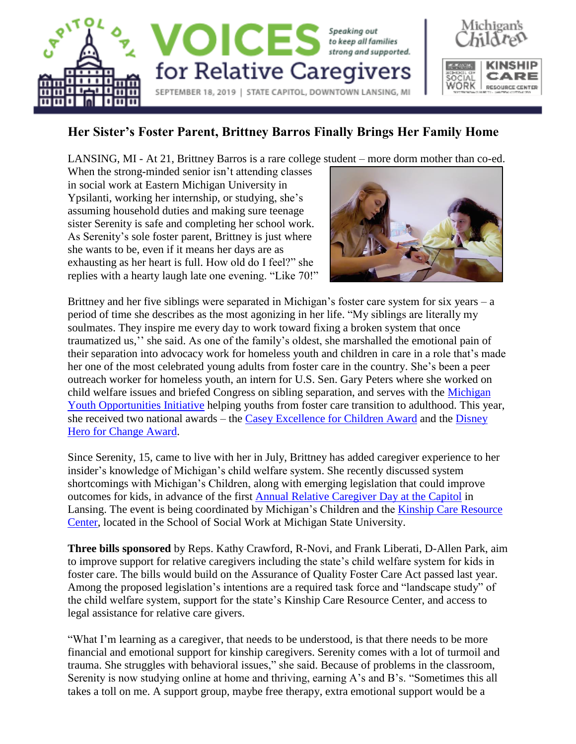VOICES for Relative Caregivers

*Speaking out to keep all families strong and supported.*

SEPTEMBER 18, 2019 | STATE CAPITOL, DOWNTOWN LANSING, MI

## Her Sister's Foster Parent, Brittney Barros Finally Brings Her Family Home

LANSING, MI - At 21, Brittney Barros is a rare college student – more dorm mother than co-ed. When the strong-minded senior isn't attending classes in social work at Eastern Michigan University in Ypsilanti, working her internship, or studying, she's assuming household duties and making sure teenage sister Serenity is safe and completing her school work. As Serenity's sole foster parent, Brittney is just where she wants to be, even if it means her days are as exhausting as her heart is full. How old do I feel?" she replies with a hearty laugh late one evening. "Like 70!"

Brittney and her five siblings were separated in Michigan's foster care system for six years – a period of time she describes as the most agonizing in her life. "My siblings are literally my soulmates. They inspire me every day to work toward fixing a broken system that once traumatized us,'' she said. As one of the family's oldest, she marshalled the emotional pain of their separation into advocacy work for homeless youth and children in care in a role that's made her one of the most celebrated young adults from foster care in the country. She's been a peer outreach worker for homeless youth, an intern for U.S. Sen. Gary Peters where she worked on child welfare issues and briefed Congress on sibling separation, and serves with the Michigan Youth Opportunities Initiative helping youths from foster care transition to adulthood. This year, she received two national awards – the Casey Excellence for Children Award and the Disney Hero for Change Award.

Since Serenity, 15, came to live with her in July, Brittney has added caregiver experience to her insider's knowledge of Michigan's child welfare system. She recently discussed system shortcomings with Michigan's Children, along with emerging legislation that could improve outcomes for kids, in advance of the first Annual Relative Caregiver Day at the Capitol in Lansing. The event is being coordinated by Michigan's Children and the Kinship Care Resource Center, located in the School of Social Work at Michigan State University.

**Three bills sponsored** by Reps. Kathy Crawford, R-Novi, and Frank Liberati, D-Allen Park, aim to improve support for relative caregivers including the state's child welfare system for kids in foster care. The bills would build on the Assurance of Quality Foster Care Act passed last year. Among the proposed legislation's intentions are a required task force and "landscape study" of the child welfare system, support for the state's Kinship Care Resource Center, and access to legal assistance for relative care givers.

"What I'm learning as a caregiver, that needs to be understood, is that there needs to be more financial and emotional support for kinship caregivers. Serenity comes with a lot of turmoil and trauma. She struggles with behavioral issues," she said. Because of problems in the classroom, Serenity is now studying online at home and thriving, earning A's and B's. "Sometimes this all takes a toll on me. A support group, maybe free therapy, extra emotional support would be a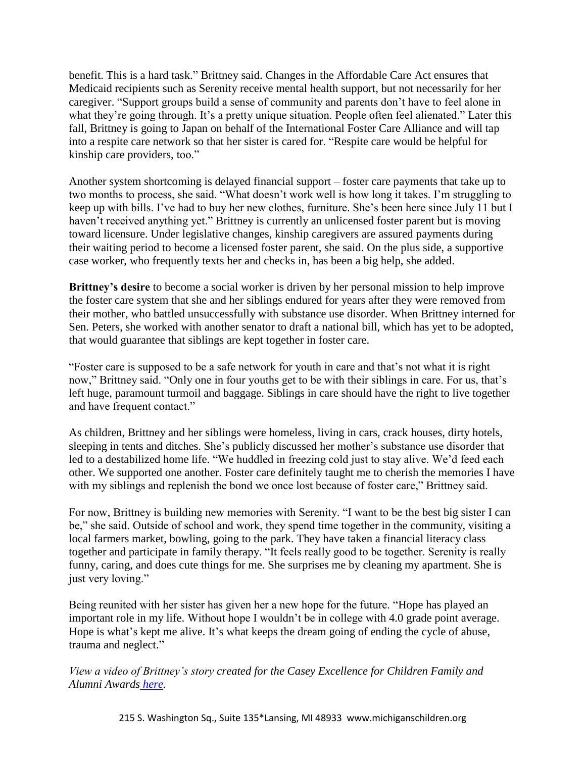benefit. This is a hard task." Brittney said. Changes in the Affordable Care Act ensures that Medicaid recipients such as Serenity receive mental health support, but not necessarily for her caregiver. "Support groups build a sense of community and parents don't have to feel alone in what they're going through. It's a pretty unique situation. People often feel alienated." Later this fall, Brittney is going to Japan on behalf of the International Foster Care Alliance and will tap into a respite care network so that her sister is cared for. "Respite care would be helpful for kinship care providers, too."

Another system shortcoming is delayed financial support – foster care payments that take up to two months to process, she said. "What doesn't work well is how long it takes. I'm struggling to keep up with bills. I've had to buy her new clothes, furniture. She's been here since July 11 but I haven't received anything yet." Brittney is currently an unlicensed foster parent but is moving toward licensure. Under legislative changes, kinship caregivers are assured payments during their waiting period to become a licensed foster parent, she said. On the plus side, a supportive case worker, who frequently texts her and checks in, has been a big help, she added.

**Brittney's desire** to become a social worker is driven by her personal mission to help improve the foster care system that she and her siblings endured for years after they were removed from their mother, who battled unsuccessfully with substance use disorder. When Brittney interned for Sen. Peters, she worked with another senator to draft a national bill, which has yet to be adopted, that would guarantee that siblings are kept together in foster care.

"Foster care is supposed to be a safe network for youth in care and that's not what it is right now," Brittney said. "Only one in four youths get to be with their siblings in care. For us, that's left huge, paramount turmoil and baggage. Siblings in care should have the right to live together and have frequent contact."

As children, Brittney and her siblings were homeless, living in cars, crack houses, dirty hotels, sleeping in tents and ditches. She's publicly discussed her mother's substance use disorder that led to a destabilized home life. "We huddled in freezing cold just to stay alive. We'd feed each other. We supported one another. Foster care definitely taught me to cherish the memories I have with my siblings and replenish the bond we once lost because of foster care," Brittney said.

For now, Brittney is building new memories with Serenity. "I want to be the best big sister I can be," she said. Outside of school and work, they spend time together in the community, visiting a local farmers market, bowling, going to the park. They have taken a financial literacy class together and participate in family therapy. "It feels really good to be together. Serenity is really funny, caring, and does cute things for me. She surprises me by cleaning my apartment. She is just very loving."

Being reunited with her sister has given her a new hope for the future. "Hope has played an important role in my life. Without hope I wouldn't be in college with 4.0 grade point average. Hope is what's kept me alive. It's what keeps the dream going of ending the cycle of abuse, trauma and neglect."

*View a video of Brittney's story created for the Casey Excellence for Children Family and Alumni Awards here.*